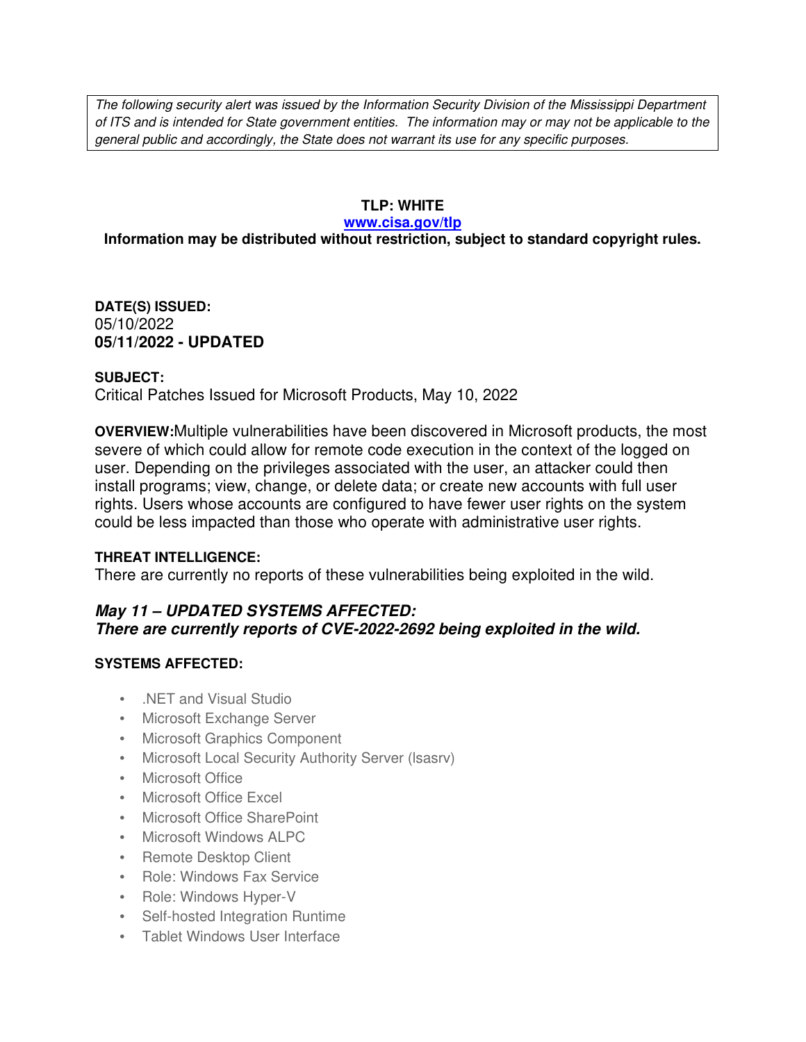*The following security alert was issued by the Information Security Division of the Mississippi Department of ITS and is intended for State government entities. The information may or may not be applicable to the general public and accordingly, the State does not warrant its use for any specific purposes.*

**TLP: WHITE**

**[www.cisa.gov/tlp](http://www.cisa.gov/tlp)**

**Information may be distributed without restriction, subject to standard copyright rules.**

**DATE(S) ISSUED:**
05/10/2022
**05/11/2022 - UPDATED**

**SUBJECT:**
Critical Patches Issued for Microsoft Products, May 10, 2022

**OVERVIEW:** Multiple vulnerabilities have been discovered in Microsoft products, the most severe of which could allow for remote code execution in the context of the logged on user. Depending on the privileges associated with the user, an attacker could then install programs; view, change, or delete data; or create new accounts with full user rights. Users whose accounts are configured to have fewer user rights on the system could be less impacted than those who operate with administrative user rights.

**THREAT INTELLIGENCE:**
There are currently no reports of these vulnerabilities being exploited in the wild.

***May 11 – UPDATED SYSTEMS AFFECTED:***
***There are currently reports of CVE-2022-2692 being exploited in the wild.***

**SYSTEMS AFFECTED:**

- .NET and Visual Studio
- Microsoft Exchange Server
- Microsoft Graphics Component
- Microsoft Local Security Authority Server (lsasrv)
- Microsoft Office
- Microsoft Office Excel
- Microsoft Office SharePoint
- Microsoft Windows ALPC
- Remote Desktop Client
- Role: Windows Fax Service
- Role: Windows Hyper-V
- Self-hosted Integration Runtime
- Tablet Windows User Interface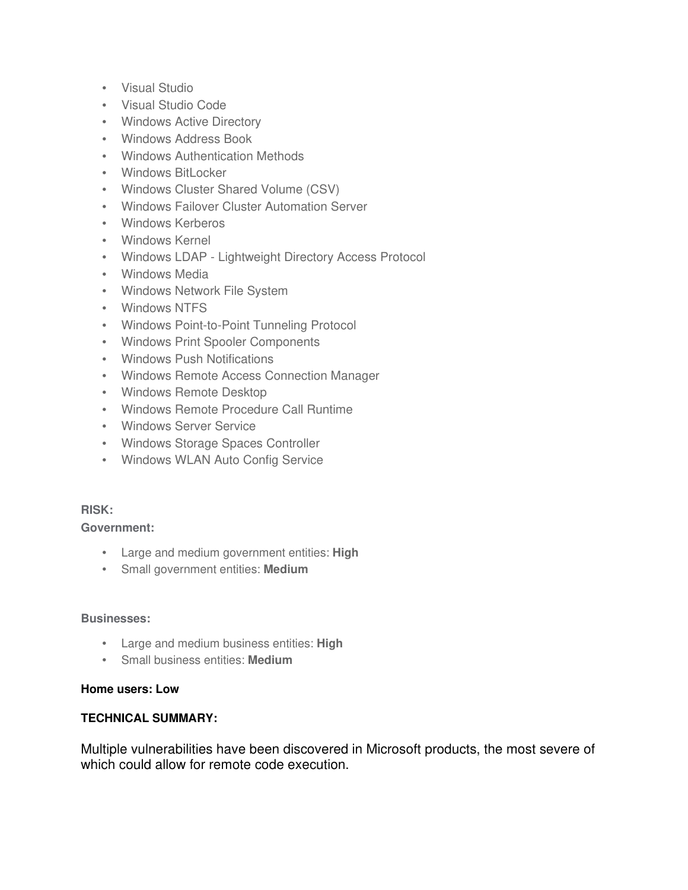- Visual Studio
- Visual Studio Code
- Windows Active Directory
- Windows Address Book
- Windows Authentication Methods
- Windows BitLocker
- Windows Cluster Shared Volume (CSV)
- Windows Failover Cluster Automation Server
- Windows Kerberos
- Windows Kernel
- Windows LDAP - Lightweight Directory Access Protocol
- Windows Media
- Windows Network File System
- Windows NTFS
- Windows Point-to-Point Tunneling Protocol
- Windows Print Spooler Components
- Windows Push Notifications
- Windows Remote Access Connection Manager
- Windows Remote Desktop
- Windows Remote Procedure Call Runtime
- Windows Server Service
- Windows Storage Spaces Controller
- Windows WLAN Auto Config Service

**RISK:**

**Government:**

- Large and medium government entities: **High**
- Small government entities: **Medium**

**Businesses:**

- Large and medium business entities: **High**
- Small business entities: **Medium**

**Home users: Low**

**TECHNICAL SUMMARY:**

Multiple vulnerabilities have been discovered in Microsoft products, the most severe of which could allow for remote code execution.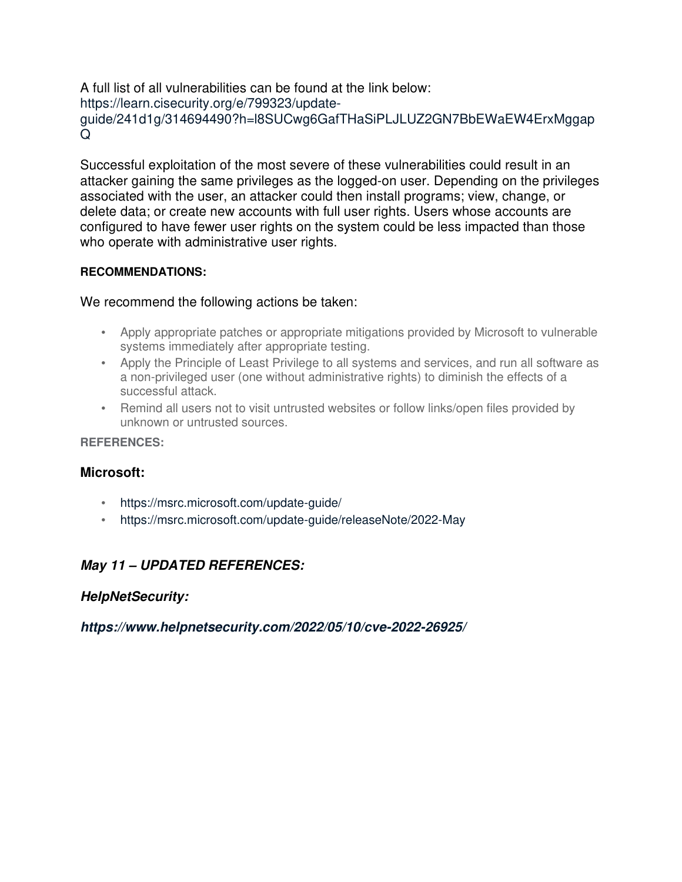A full list of all vulnerabilities can be found at the link below:
https://learn.cisecurity.org/e/799323/update-guide/241d1g/314694490?h=l8SUCwg6GafTHaSiPLJLUZ2GN7BbEWaEW4ErxMggapQ

Successful exploitation of the most severe of these vulnerabilities could result in an attacker gaining the same privileges as the logged-on user. Depending on the privileges associated with the user, an attacker could then install programs; view, change, or delete data; or create new accounts with full user rights. Users whose accounts are configured to have fewer user rights on the system could be less impacted than those who operate with administrative user rights.

**RECOMMENDATIONS:**

We recommend the following actions be taken:

- Apply appropriate patches or appropriate mitigations provided by Microsoft to vulnerable systems immediately after appropriate testing.
- Apply the Principle of Least Privilege to all systems and services, and run all software as a non-privileged user (one without administrative rights) to diminish the effects of a successful attack.
- Remind all users not to visit untrusted websites or follow links/open files provided by unknown or untrusted sources.

**REFERENCES:**

**Microsoft:**

- https://msrc.microsoft.com/update-guide/
- https://msrc.microsoft.com/update-guide/releaseNote/2022-May

***May 11 – UPDATED REFERENCES:***

***HelpNetSecurity:***

***https://www.helpnetsecurity.com/2022/05/10/cve-2022-26925/***